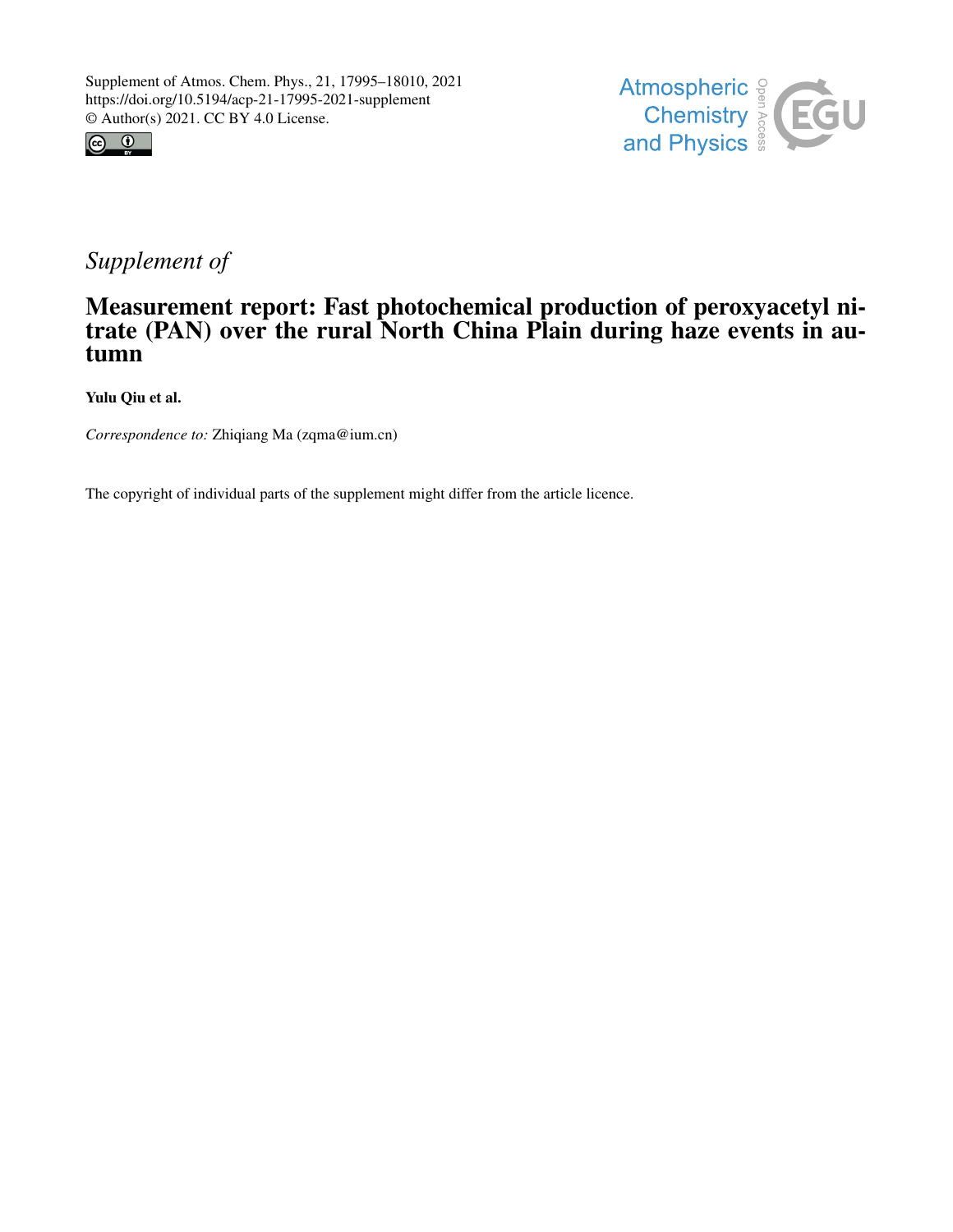Supplement of Atmos. Chem. Phys., 21, 17995–18010, 2021
https://doi.org/10.5194/acp-21-17995-2021-supplement
© Author(s) 2021. CC BY 4.0 License.

*Supplement of*

# Measurement report: Fast photochemical production of peroxyacetyl nitrate (PAN) over the rural North China Plain during haze events in autumn

**Yulu Qiu et al.**

*Correspondence to:* Zhiqiang Ma (zqma@ium.cn)

The copyright of individual parts of the supplement might differ from the article licence.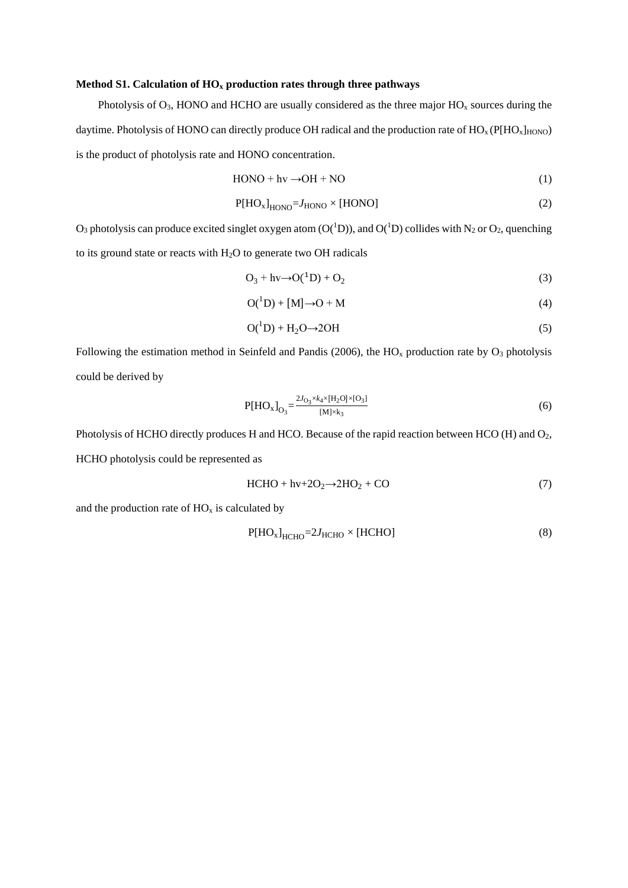**Method S1. Calculation of $HO_x$ production rates through three pathways**

Photolysis of $O_3$, HONO and HCHO are usually considered as the three major $HO_x$ sources during the daytime. Photolysis of HONO can directly produce OH radical and the production rate of $HO_x$ ($P[HO_x]_{HONO}$) is the product of photolysis rate and HONO concentration.

$$HONO + hv \rightarrow OH + NO \tag{1}$$

$$P[HO_x]_{HONO} = J_{HONO} \times [HONO] \tag{2}$$

$O_3$ photolysis can produce excited singlet oxygen atom ($O(^1D)$), and $O(^1D)$ collides with $N_2$ or $O_2$, quenching to its ground state or reacts with $H_2O$ to generate two OH radicals

$$O_3 + hv \rightarrow O(^1D) + O_2 \tag{3}$$

$$O(^1D) + [M] \rightarrow O + M \tag{4}$$

$$O(^1D) + H_2O \rightarrow 2OH \tag{5}$$

Following the estimation method in Seinfeld and Pandis (2006), the $HO_x$ production rate by $O_3$ photolysis could be derived by

$$P[HO_x]_{O_3} = \frac{2J_{O_3} \times k_4 \times [H_2O] \times [O_3]}{[M] \times k_3} \tag{6}$$

Photolysis of HCHO directly produces H and HCO. Because of the rapid reaction between HCO (H) and $O_2$, HCHO photolysis could be represented as

$$HCHO + hv + 2O_2 \rightarrow 2HO_2 + CO \tag{7}$$

and the production rate of $HO_x$ is calculated by

$$P[HO_x]_{HCHO} = 2J_{HCHO} \times [HCHO] \tag{8}$$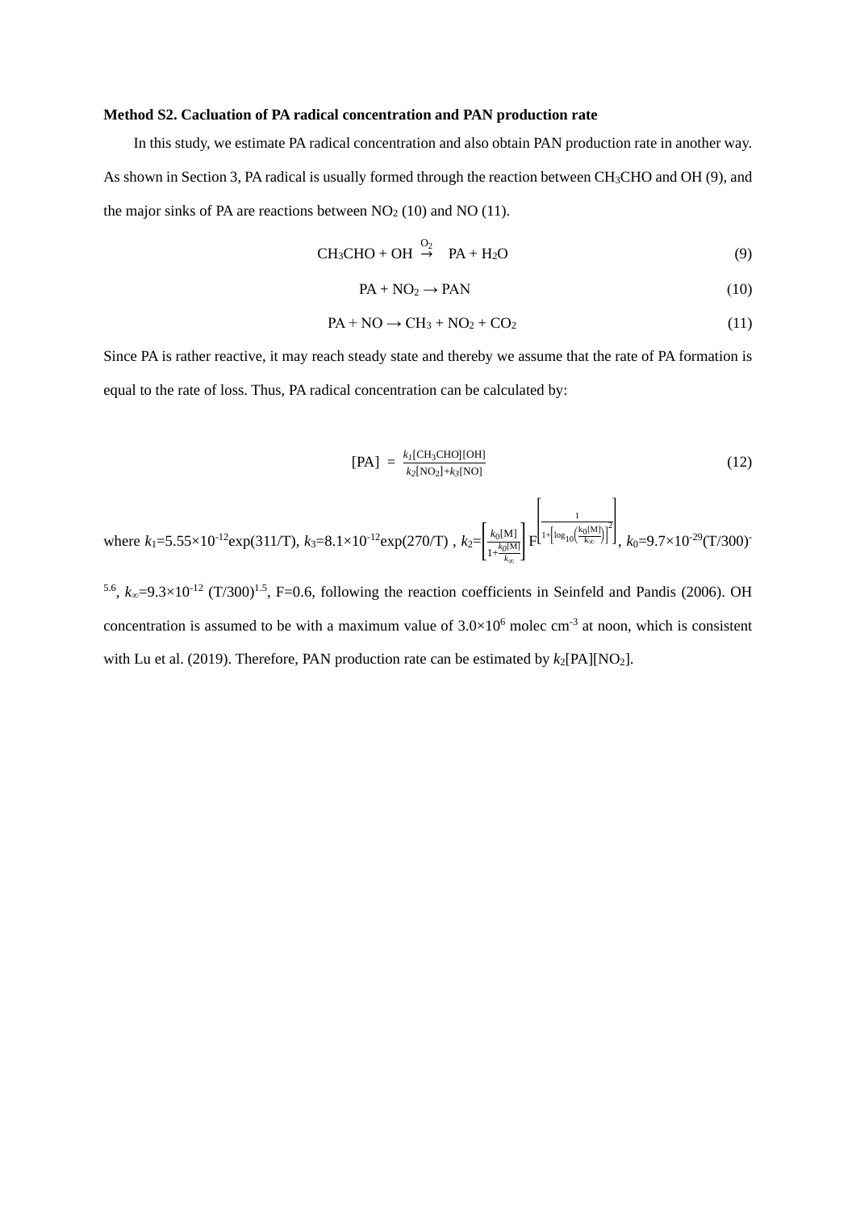**Method S2. Cacluation of PA radical concentration and PAN production rate**

In this study, we estimate PA radical concentration and also obtain PAN production rate in another way. As shown in Section 3, PA radical is usually formed through the reaction between $CH_3CHO$ and OH (9), and the major sinks of PA are reactions between $NO_2$ (10) and NO (11).

$$CH_3CHO + OH \xrightarrow{O_2} PA + H_2O \tag{9}$$

$$PA + NO_2 \rightarrow PAN \tag{10}$$

$$PA + NO \rightarrow CH_3 + NO_2 + CO_2 \tag{11}$$

Since PA is rather reactive, it may reach steady state and thereby we assume that the rate of PA formation is equal to the rate of loss. Thus, PA radical concentration can be calculated by:

$$[PA] = \frac{k_1[CH_3CHO][OH]}{k_2[NO_2]+k_3[NO]} \tag{12}$$

where $k_1$=5.55×10$^{-12}$exp(311/T), $k_3$=8.1×10$^{-12}$exp(270/T) , $k_2=\left[\frac{k_0[M]}{1+\frac{k_0[M]}{k_\infty}}\right]F^{\left[\frac{1}{1+\left[\log_{10}\left(\frac{k_0[M]}{k_\infty}\right)\right]^2}\right]}$, $k_0$=9.7×10$^{-29}$(T/300)$^{-5.6}$, $k_\infty$=9.3×10$^{-12}$ (T/300)$^{1.5}$, F=0.6, following the reaction coefficients in Seinfeld and Pandis (2006). OH concentration is assumed to be with a maximum value of 3.0×10$^{6}$ molec cm$^{-3}$ at noon, which is consistent with Lu et al. (2019). Therefore, PAN production rate can be estimated by $k_2$[PA][$NO_2$].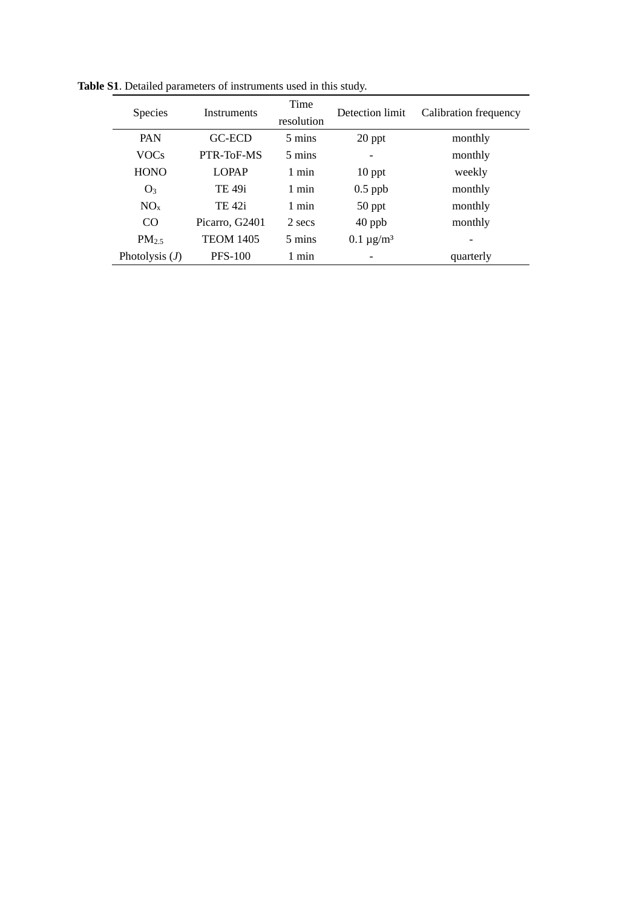**Table S1**. Detailed parameters of instruments used in this study.

| Species | Instruments | Time resolution | Detection limit | Calibration frequency |
|---|---|---|---|---|
| PAN | GC-ECD | 5 mins | 20 ppt | monthly |
| VOCs | PTR-ToF-MS | 5 mins | - | monthly |
| HONO | LOPAP | 1 min | 10 ppt | weekly |
| $O_3$ | TE 49i | 1 min | 0.5 ppb | monthly |
| $NO_x$ | TE 42i | 1 min | 50 ppt | monthly |
| CO | Picarro, G2401 | 2 secs | 40 ppb | monthly |
| $PM_{2.5}$ | TEOM 1405 | 5 mins | 0.1 μg/m³ | - |
| Photolysis (*J*) | PFS-100 | 1 min | - | quarterly |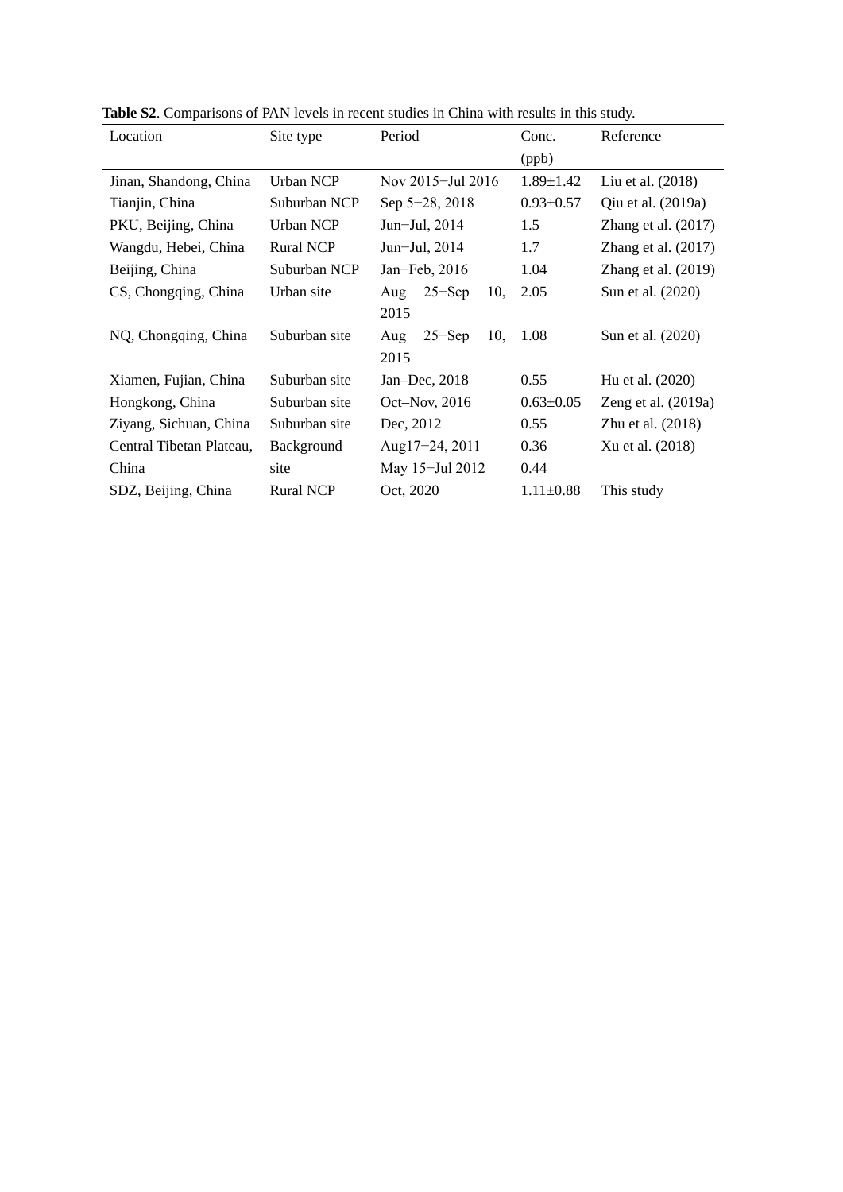**Table S2**. Comparisons of PAN levels in recent studies in China with results in this study.

| Location | Site type | Period | Conc. (ppb) | Reference |
|---|---|---|---|---|
| Jinan, Shandong, China | Urban NCP | Nov 2015−Jul 2016 | 1.89±1.42 | Liu et al. (2018) |
| Tianjin, China | Suburban NCP | Sep 5−28, 2018 | 0.93±0.57 | Qiu et al. (2019a) |
| PKU, Beijing, China | Urban NCP | Jun−Jul, 2014 | 1.5 | Zhang et al. (2017) |
| Wangdu, Hebei, China | Rural NCP | Jun−Jul, 2014 | 1.7 | Zhang et al. (2017) |
| Beijing, China | Suburban NCP | Jan−Feb, 2016 | 1.04 | Zhang et al. (2019) |
| CS, Chongqing, China | Urban site | Aug 25−Sep 10, 2015 | 2.05 | Sun et al. (2020) |
| NQ, Chongqing, China | Suburban site | Aug 25−Sep 10, 2015 | 1.08 | Sun et al. (2020) |
| Xiamen, Fujian, China | Suburban site | Jan–Dec, 2018 | 0.55 | Hu et al. (2020) |
| Hongkong, China | Suburban site | Oct–Nov, 2016 | 0.63±0.05 | Zeng et al. (2019a) |
| Ziyang, Sichuan, China | Suburban site | Dec, 2012 | 0.55 | Zhu et al. (2018) |
| Central Tibetan Plateau, China | Background site | Aug17−24, 2011<br>May 15−Jul 2012 | 0.36<br>0.44 | Xu et al. (2018) |
| SDZ, Beijing, China | Rural NCP | Oct, 2020 | 1.11±0.88 | This study |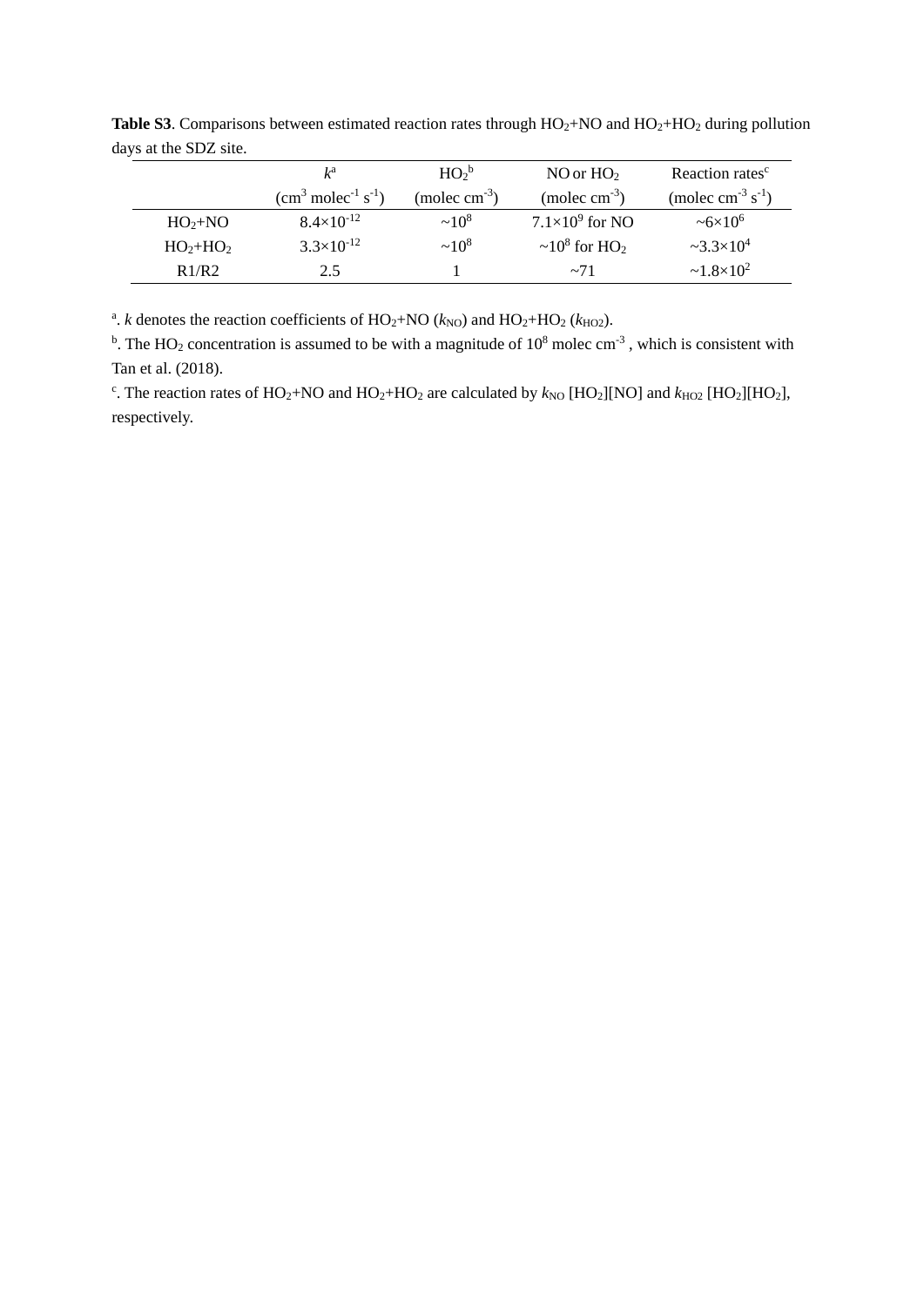**Table S3**. Comparisons between estimated reaction rates through $HO_2$+NO and $HO_2$+$HO_2$ during pollution days at the SDZ site.

| | $k$[a] ($cm^3$ $molec^{-1}$ $s^{-1}$) | $HO_2$[b] (molec $cm^{-3}$) | NO or $HO_2$ (molec $cm^{-3}$) | Reaction rates[c] (molec $cm^{-3}$ $s^{-1}$) |
|---|---|---|---|---|
| $HO_2$+NO | $8.4\times10^{-12}$ | $\sim10^8$ | $7.1\times10^9$ for NO | $\sim6\times10^6$ |
| $HO_2$+$HO_2$ | $3.3\times10^{-12}$ | $\sim10^8$ | $\sim10^8$ for $HO_2$ | $\sim3.3\times10^4$ |
| R1/R2 | 2.5 | 1 | ~71 | $\sim1.8\times10^2$ |

[a]. $k$ denotes the reaction coefficients of $HO_2$+NO ($k_{NO}$) and $HO_2$+$HO_2$ ($k_{HO2}$).

[b]. The $HO_2$ concentration is assumed to be with a magnitude of $10^8$ molec $cm^{-3}$ , which is consistent with Tan et al. (2018).

[c]. The reaction rates of $HO_2$+NO and $HO_2$+$HO_2$ are calculated by $k_{NO}$ [$HO_2$][NO] and $k_{HO2}$ [$HO_2$][$HO_2$], respectively.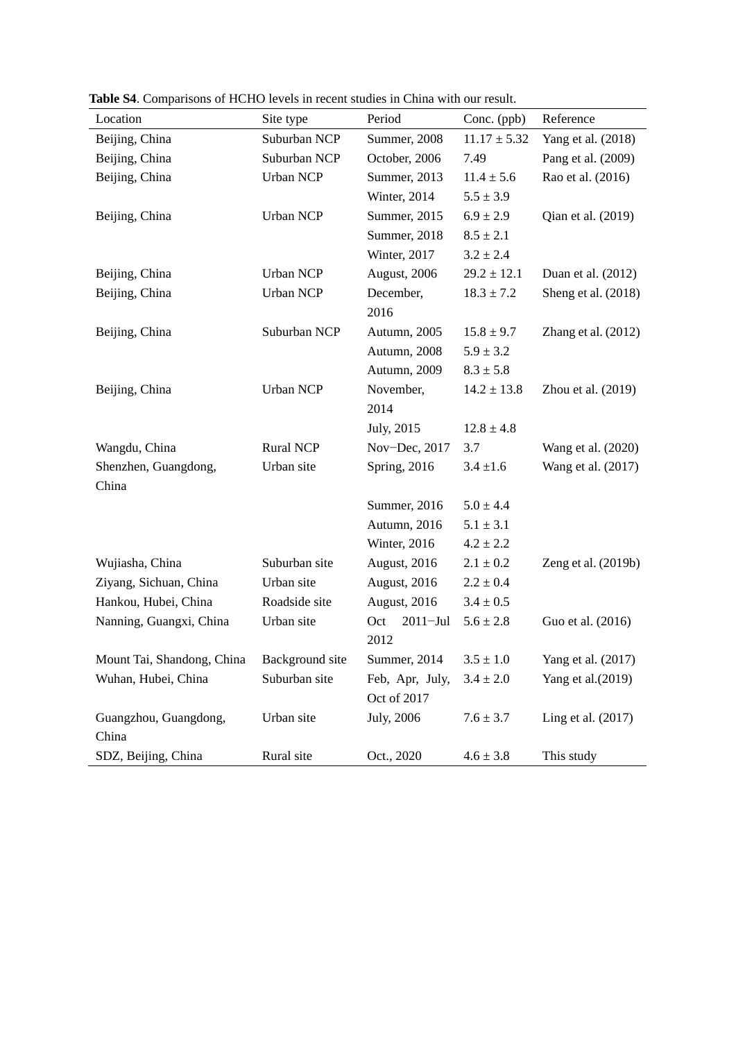**Table S4**. Comparisons of HCHO levels in recent studies in China with our result.

| Location | Site type | Period | Conc. (ppb) | Reference |
|---|---|---|---|---|
| Beijing, China | Suburban NCP | Summer, 2008 | 11.17 ± 5.32 | Yang et al. (2018) |
| Beijing, China | Suburban NCP | October, 2006 | 7.49 | Pang et al. (2009) |
| Beijing, China | Urban NCP | Summer, 2013 | 11.4 ± 5.6 | Rao et al. (2016) |
| | | Winter, 2014 | 5.5 ± 3.9 | |
| Beijing, China | Urban NCP | Summer, 2015 | 6.9 ± 2.9 | Qian et al. (2019) |
| | | Summer, 2018 | 8.5 ± 2.1 | |
| | | Winter, 2017 | 3.2 ± 2.4 | |
| Beijing, China | Urban NCP | August, 2006 | 29.2 ± 12.1 | Duan et al. (2012) |
| Beijing, China | Urban NCP | December, 2016 | 18.3 ± 7.2 | Sheng et al. (2018) |
| Beijing, China | Suburban NCP | Autumn, 2005 | 15.8 ± 9.7 | Zhang et al. (2012) |
| | | Autumn, 2008 | 5.9 ± 3.2 | |
| | | Autumn, 2009 | 8.3 ± 5.8 | |
| Beijing, China | Urban NCP | November, 2014 | 14.2 ± 13.8 | Zhou et al. (2019) |
| | | July, 2015 | 12.8 ± 4.8 | |
| Wangdu, China | Rural NCP | Nov−Dec, 2017 | 3.7 | Wang et al. (2020) |
| Shenzhen, Guangdong, China | Urban site | Spring, 2016 | 3.4 ±1.6 | Wang et al. (2017) |
| | | Summer, 2016 | 5.0 ± 4.4 | |
| | | Autumn, 2016 | 5.1 ± 3.1 | |
| | | Winter, 2016 | 4.2 ± 2.2 | |
| Wujiasha, China | Suburban site | August, 2016 | 2.1 ± 0.2 | Zeng et al. (2019b) |
| Ziyang, Sichuan, China | Urban site | August, 2016 | 2.2 ± 0.4 | |
| Hankou, Hubei, China | Roadside site | August, 2016 | 3.4 ± 0.5 | |
| Nanning, Guangxi, China | Urban site | Oct 2011−Jul 2012 | 5.6 ± 2.8 | Guo et al. (2016) |
| Mount Tai, Shandong, China | Background site | Summer, 2014 | 3.5 ± 1.0 | Yang et al. (2017) |
| Wuhan, Hubei, China | Suburban site | Feb, Apr, July, Oct of 2017 | 3.4 ± 2.0 | Yang et al.(2019) |
| Guangzhou, Guangdong, China | Urban site | July, 2006 | 7.6 ± 3.7 | Ling et al. (2017) |
| SDZ, Beijing, China | Rural site | Oct., 2020 | 4.6 ± 3.8 | This study |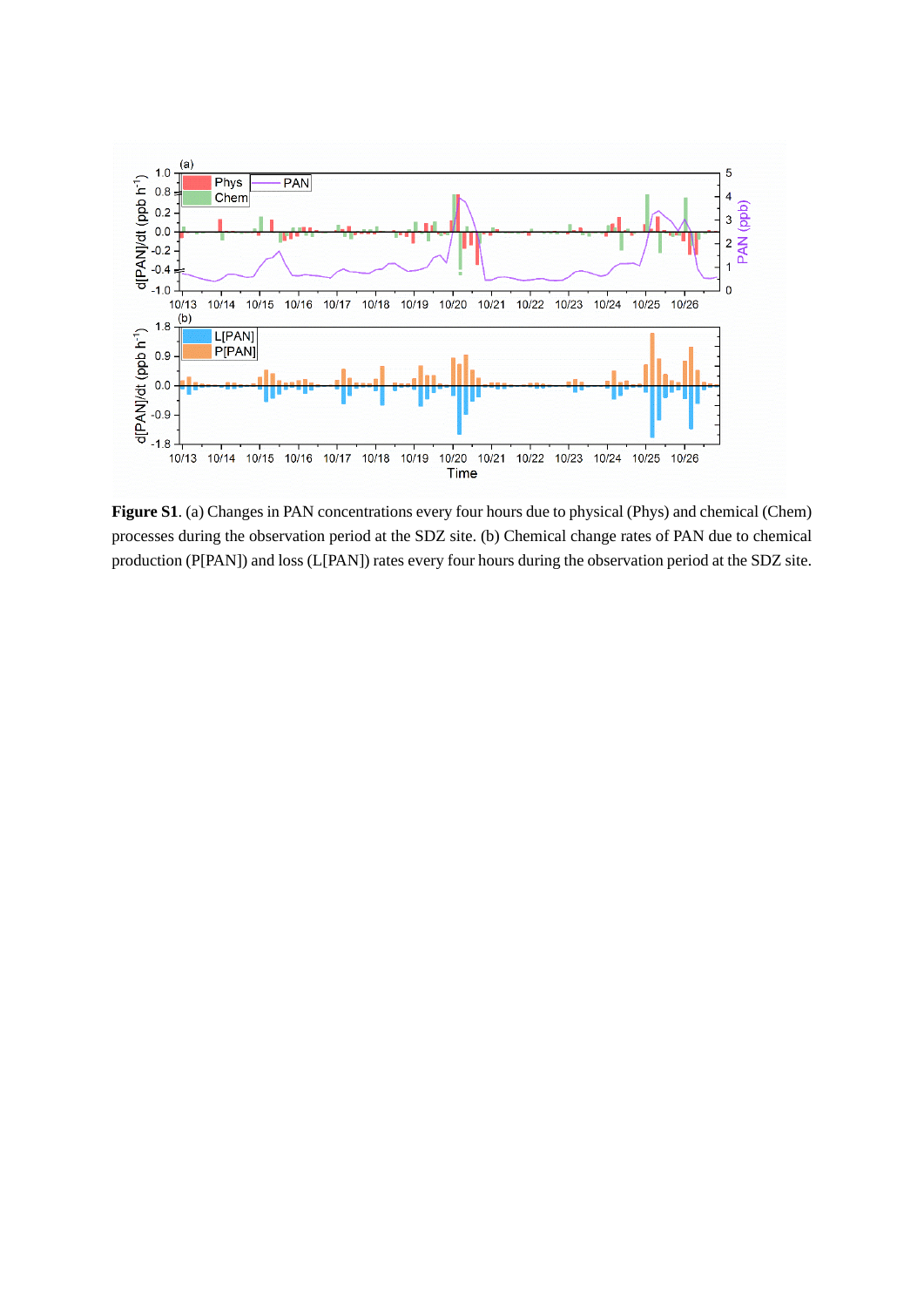**Figure S1**. (a) Changes in PAN concentrations every four hours due to physical (Phys) and chemical (Chem) processes during the observation period at the SDZ site. (b) Chemical change rates of PAN due to chemical production (P[PAN]) and loss (L[PAN]) rates every four hours during the observation period at the SDZ site.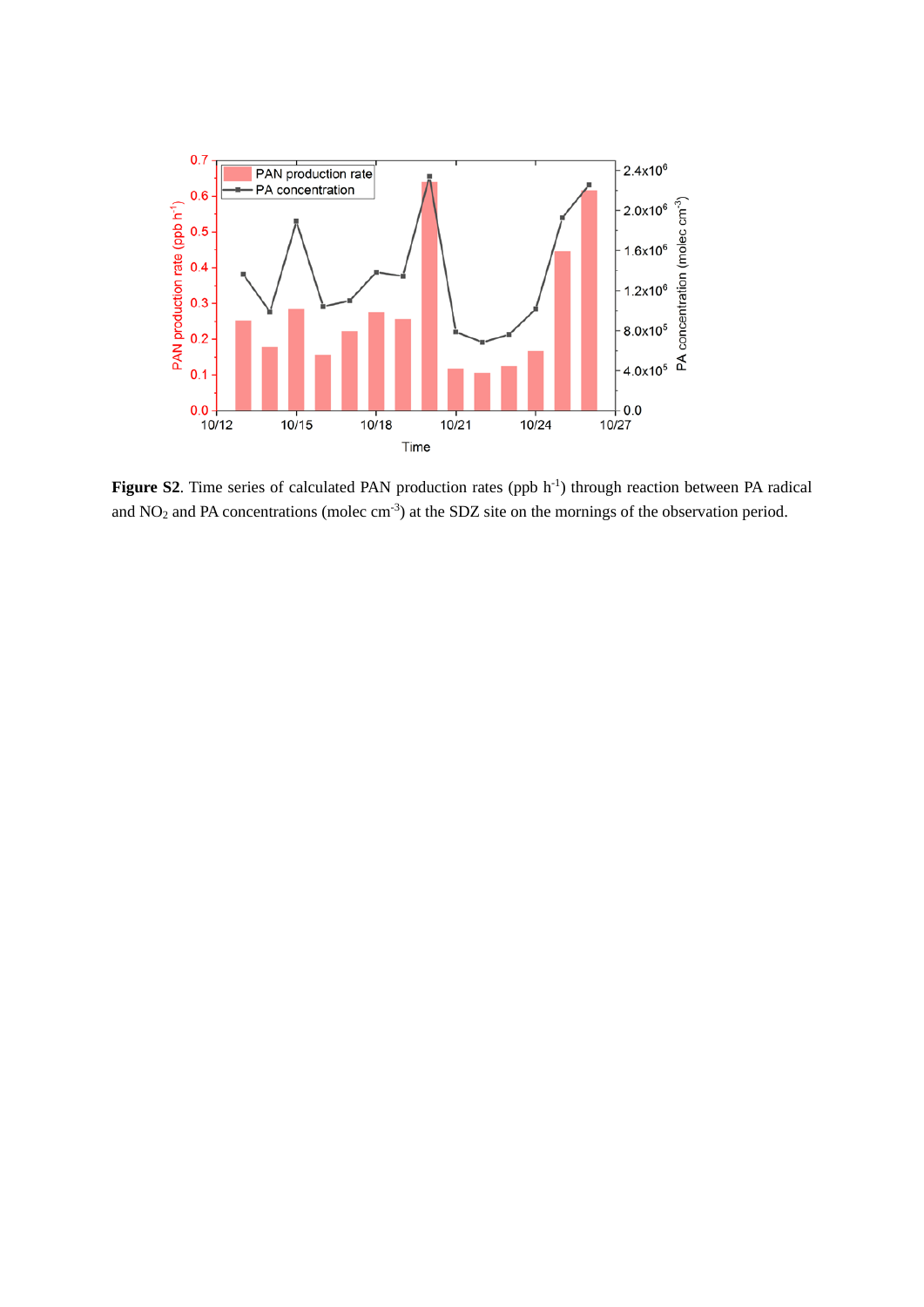PAN production rate

PA concentration

PAN production rate (ppb h$^{-1}$)

0.0 0.1 0.2 0.3 0.4 0.5 0.6 0.7

PA concentration (molec cm$^{-3}$)

0.0 $4.0\times10^5$ $8.0\times10^5$ $1.2\times10^6$ $1.6\times10^6$ $2.0\times10^6$ $2.4\times10^6$

10/12 10/15 10/18 10/21 10/24 10/27

Time

**Figure S2**. Time series of calculated PAN production rates (ppb h$^{-1}$) through reaction between PA radical and $NO_2$ and PA concentrations (molec cm$^{-3}$) at the SDZ site on the mornings of the observation period.